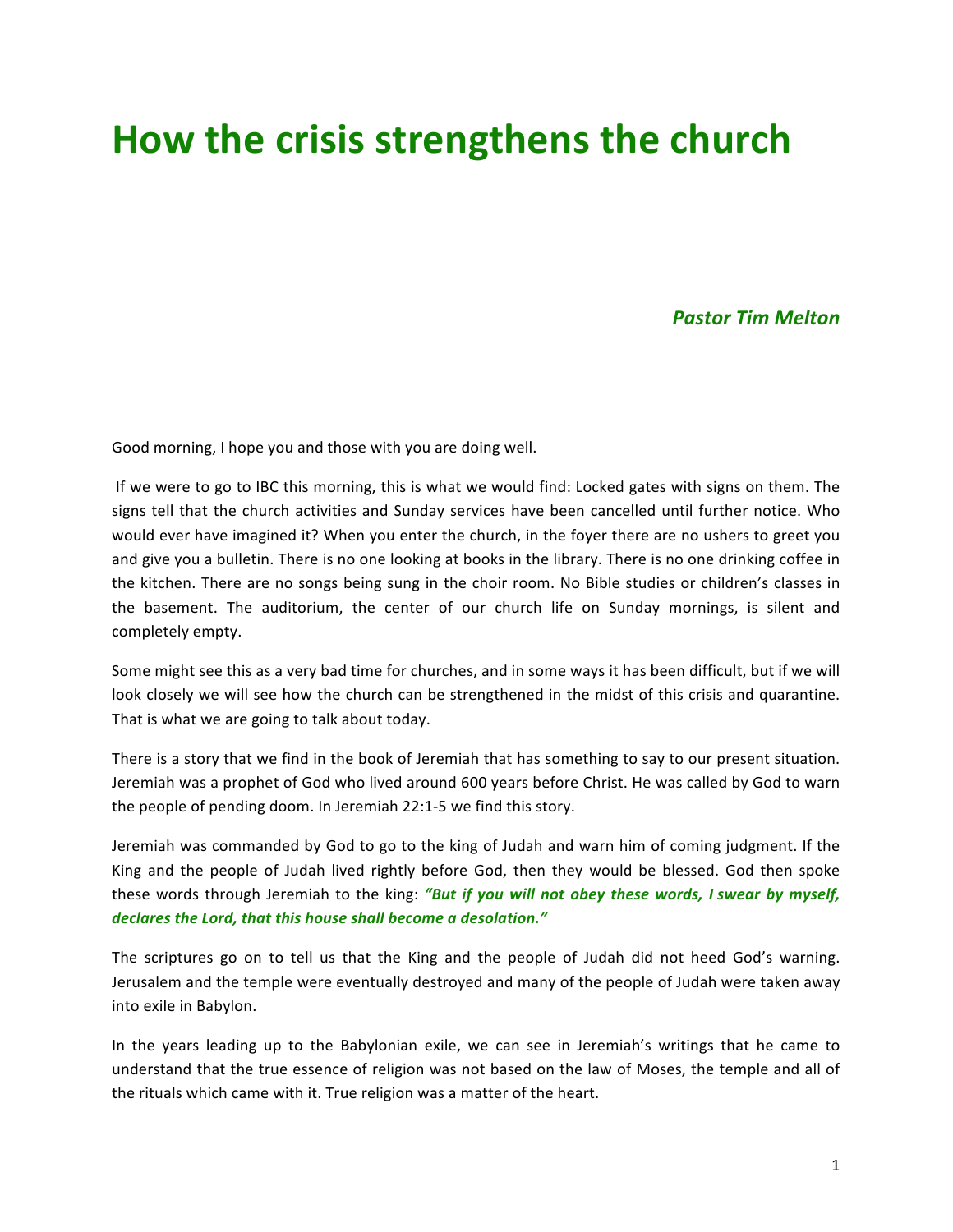# How the crisis strengthens the church

***Pastor Tim Melton***

Good morning, I hope you and those with you are doing well.

If we were to go to IBC this morning, this is what we would find: Locked gates with signs on them. The signs tell that the church activities and Sunday services have been cancelled until further notice. Who would ever have imagined it? When you enter the church, in the foyer there are no ushers to greet you and give you a bulletin. There is no one looking at books in the library. There is no one drinking coffee in the kitchen. There are no songs being sung in the choir room. No Bible studies or children's classes in the basement. The auditorium, the center of our church life on Sunday mornings, is silent and completely empty.

Some might see this as a very bad time for churches, and in some ways it has been difficult, but if we will look closely we will see how the church can be strengthened in the midst of this crisis and quarantine. That is what we are going to talk about today.

There is a story that we find in the book of Jeremiah that has something to say to our present situation. Jeremiah was a prophet of God who lived around 600 years before Christ. He was called by God to warn the people of pending doom. In Jeremiah 22:1-5 we find this story.

Jeremiah was commanded by God to go to the king of Judah and warn him of coming judgment. If the King and the people of Judah lived rightly before God, then they would be blessed. God then spoke these words through Jeremiah to the king: ***"But if you will not obey these words, I swear by myself, declares the Lord, that this house shall become a desolation."***

The scriptures go on to tell us that the King and the people of Judah did not heed God's warning. Jerusalem and the temple were eventually destroyed and many of the people of Judah were taken away into exile in Babylon.

In the years leading up to the Babylonian exile, we can see in Jeremiah's writings that he came to understand that the true essence of religion was not based on the law of Moses, the temple and all of the rituals which came with it. True religion was a matter of the heart.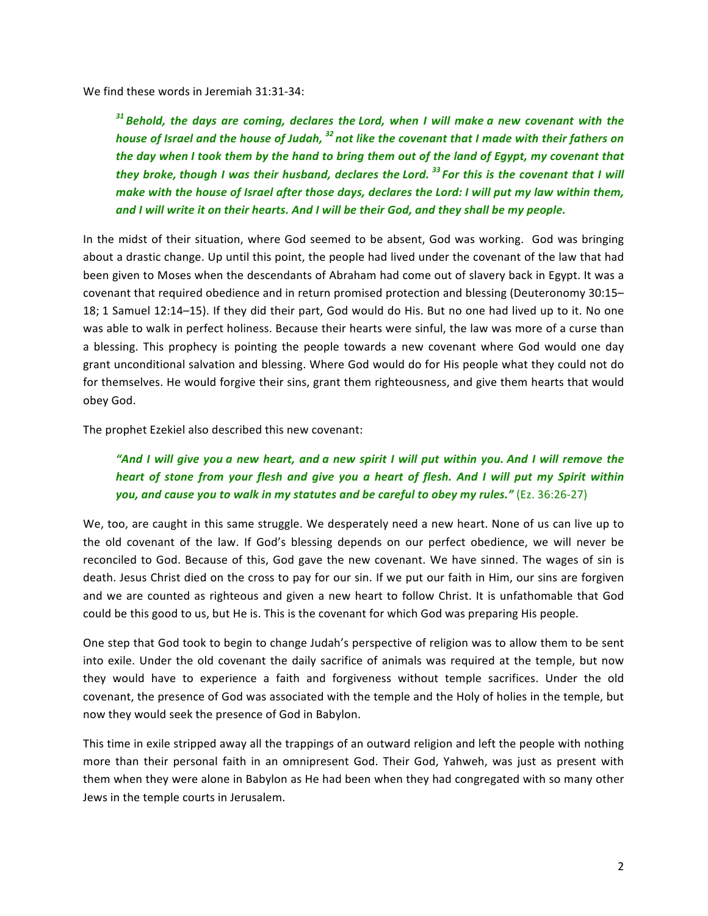We find these words in Jeremiah 31:31-34:

> ***[31] Behold, the days are coming, declares the Lord, when I will make a new covenant with the house of Israel and the house of Judah, [32] not like the covenant that I made with their fathers on the day when I took them by the hand to bring them out of the land of Egypt, my covenant that they broke, though I was their husband, declares the Lord. [33] For this is the covenant that I will make with the house of Israel after those days, declares the Lord: I will put my law within them, and I will write it on their hearts. And I will be their God, and they shall be my people.***

In the midst of their situation, where God seemed to be absent, God was working. God was bringing about a drastic change. Up until this point, the people had lived under the covenant of the law that had been given to Moses when the descendants of Abraham had come out of slavery back in Egypt. It was a covenant that required obedience and in return promised protection and blessing (Deuteronomy 30:15–18; 1 Samuel 12:14–15). If they did their part, God would do His. But no one had lived up to it. No one was able to walk in perfect holiness. Because their hearts were sinful, the law was more of a curse than a blessing. This prophecy is pointing the people towards a new covenant where God would one day grant unconditional salvation and blessing. Where God would do for His people what they could not do for themselves. He would forgive their sins, grant them righteousness, and give them hearts that would obey God.

The prophet Ezekiel also described this new covenant:

> ***"And I will give you a new heart, and a new spirit I will put within you. And I will remove the heart of stone from your flesh and give you a heart of flesh. And I will put my Spirit within you, and cause you to walk in my statutes and be careful to obey my rules."*** (Ez. 36:26-27)

We, too, are caught in this same struggle. We desperately need a new heart. None of us can live up to the old covenant of the law. If God's blessing depends on our perfect obedience, we will never be reconciled to God. Because of this, God gave the new covenant. We have sinned. The wages of sin is death. Jesus Christ died on the cross to pay for our sin. If we put our faith in Him, our sins are forgiven and we are counted as righteous and given a new heart to follow Christ. It is unfathomable that God could be this good to us, but He is. This is the covenant for which God was preparing His people.

One step that God took to begin to change Judah's perspective of religion was to allow them to be sent into exile. Under the old covenant the daily sacrifice of animals was required at the temple, but now they would have to experience a faith and forgiveness without temple sacrifices. Under the old covenant, the presence of God was associated with the temple and the Holy of holies in the temple, but now they would seek the presence of God in Babylon.

This time in exile stripped away all the trappings of an outward religion and left the people with nothing more than their personal faith in an omnipresent God. Their God, Yahweh, was just as present with them when they were alone in Babylon as He had been when they had congregated with so many other Jews in the temple courts in Jerusalem.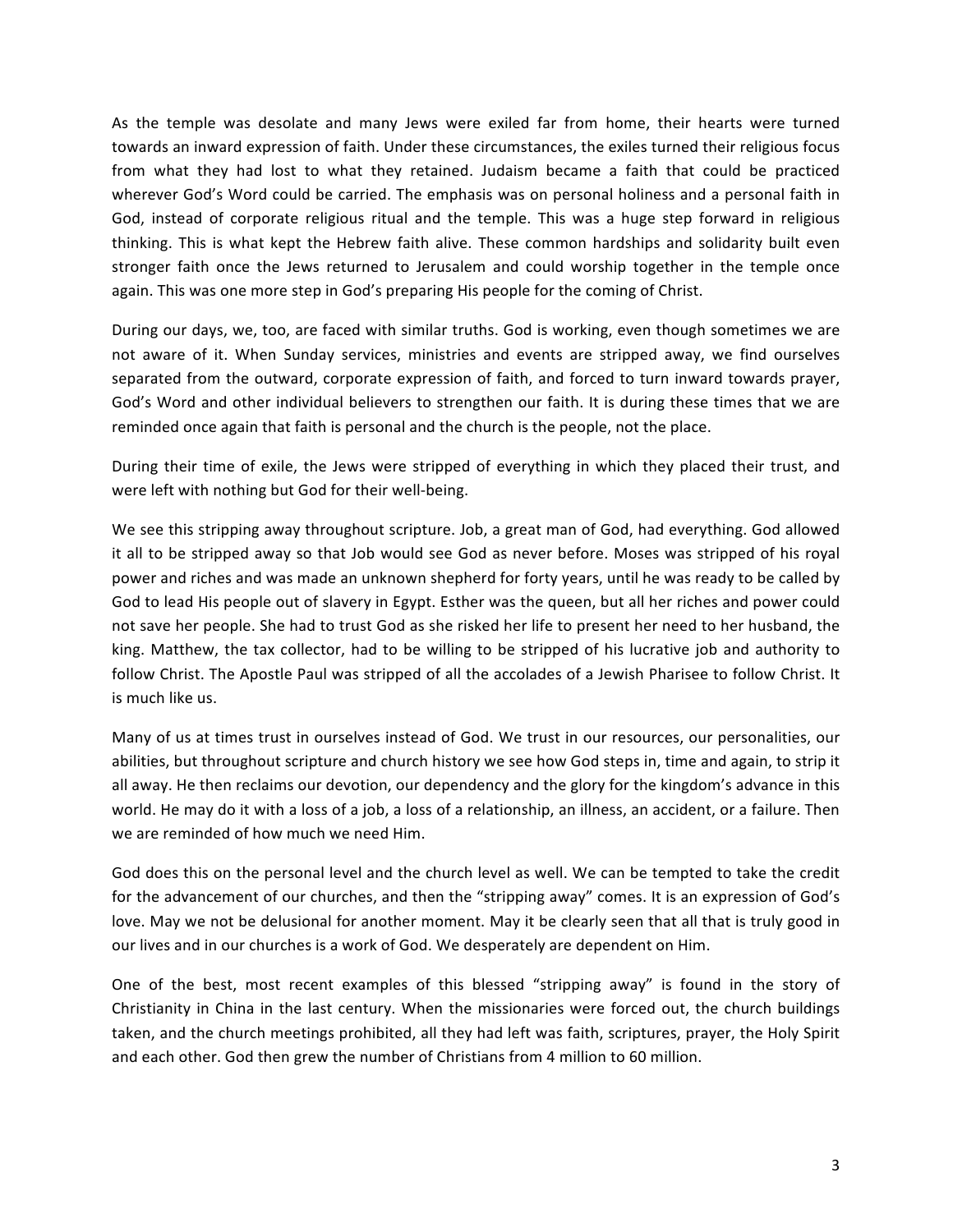As the temple was desolate and many Jews were exiled far from home, their hearts were turned towards an inward expression of faith. Under these circumstances, the exiles turned their religious focus from what they had lost to what they retained. Judaism became a faith that could be practiced wherever God's Word could be carried. The emphasis was on personal holiness and a personal faith in God, instead of corporate religious ritual and the temple. This was a huge step forward in religious thinking. This is what kept the Hebrew faith alive. These common hardships and solidarity built even stronger faith once the Jews returned to Jerusalem and could worship together in the temple once again. This was one more step in God's preparing His people for the coming of Christ.

During our days, we, too, are faced with similar truths. God is working, even though sometimes we are not aware of it. When Sunday services, ministries and events are stripped away, we find ourselves separated from the outward, corporate expression of faith, and forced to turn inward towards prayer, God's Word and other individual believers to strengthen our faith. It is during these times that we are reminded once again that faith is personal and the church is the people, not the place.

During their time of exile, the Jews were stripped of everything in which they placed their trust, and were left with nothing but God for their well-being.

We see this stripping away throughout scripture. Job, a great man of God, had everything. God allowed it all to be stripped away so that Job would see God as never before. Moses was stripped of his royal power and riches and was made an unknown shepherd for forty years, until he was ready to be called by God to lead His people out of slavery in Egypt. Esther was the queen, but all her riches and power could not save her people. She had to trust God as she risked her life to present her need to her husband, the king. Matthew, the tax collector, had to be willing to be stripped of his lucrative job and authority to follow Christ. The Apostle Paul was stripped of all the accolades of a Jewish Pharisee to follow Christ. It is much like us.

Many of us at times trust in ourselves instead of God. We trust in our resources, our personalities, our abilities, but throughout scripture and church history we see how God steps in, time and again, to strip it all away. He then reclaims our devotion, our dependency and the glory for the kingdom's advance in this world. He may do it with a loss of a job, a loss of a relationship, an illness, an accident, or a failure. Then we are reminded of how much we need Him.

God does this on the personal level and the church level as well. We can be tempted to take the credit for the advancement of our churches, and then the "stripping away" comes. It is an expression of God's love. May we not be delusional for another moment. May it be clearly seen that all that is truly good in our lives and in our churches is a work of God. We desperately are dependent on Him.

One of the best, most recent examples of this blessed "stripping away" is found in the story of Christianity in China in the last century. When the missionaries were forced out, the church buildings taken, and the church meetings prohibited, all they had left was faith, scriptures, prayer, the Holy Spirit and each other. God then grew the number of Christians from 4 million to 60 million.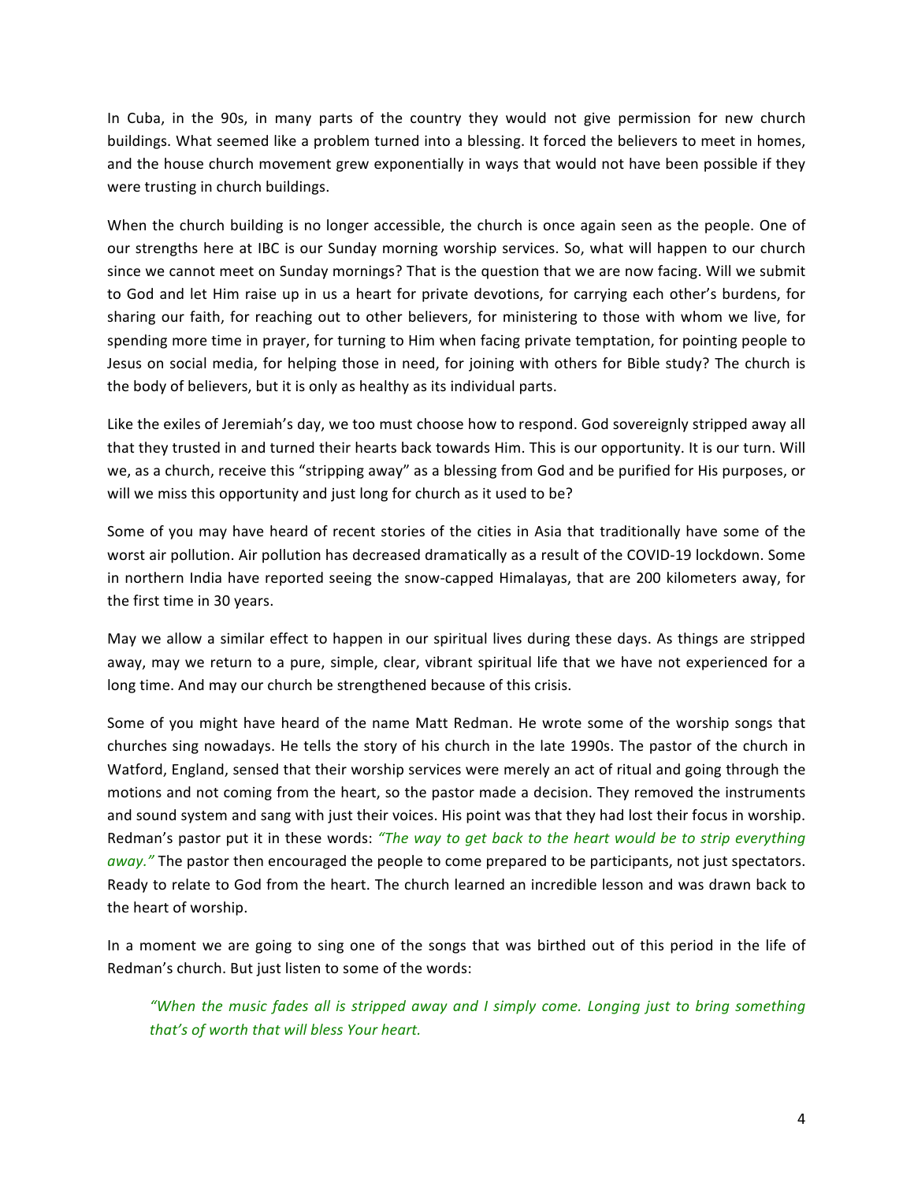In Cuba, in the 90s, in many parts of the country they would not give permission for new church buildings. What seemed like a problem turned into a blessing. It forced the believers to meet in homes, and the house church movement grew exponentially in ways that would not have been possible if they were trusting in church buildings.

When the church building is no longer accessible, the church is once again seen as the people. One of our strengths here at IBC is our Sunday morning worship services. So, what will happen to our church since we cannot meet on Sunday mornings? That is the question that we are now facing. Will we submit to God and let Him raise up in us a heart for private devotions, for carrying each other's burdens, for sharing our faith, for reaching out to other believers, for ministering to those with whom we live, for spending more time in prayer, for turning to Him when facing private temptation, for pointing people to Jesus on social media, for helping those in need, for joining with others for Bible study? The church is the body of believers, but it is only as healthy as its individual parts.

Like the exiles of Jeremiah's day, we too must choose how to respond. God sovereignly stripped away all that they trusted in and turned their hearts back towards Him. This is our opportunity. It is our turn. Will we, as a church, receive this "stripping away" as a blessing from God and be purified for His purposes, or will we miss this opportunity and just long for church as it used to be?

Some of you may have heard of recent stories of the cities in Asia that traditionally have some of the worst air pollution. Air pollution has decreased dramatically as a result of the COVID-19 lockdown. Some in northern India have reported seeing the snow-capped Himalayas, that are 200 kilometers away, for the first time in 30 years.

May we allow a similar effect to happen in our spiritual lives during these days. As things are stripped away, may we return to a pure, simple, clear, vibrant spiritual life that we have not experienced for a long time. And may our church be strengthened because of this crisis.

Some of you might have heard of the name Matt Redman. He wrote some of the worship songs that churches sing nowadays. He tells the story of his church in the late 1990s. The pastor of the church in Watford, England, sensed that their worship services were merely an act of ritual and going through the motions and not coming from the heart, so the pastor made a decision. They removed the instruments and sound system and sang with just their voices. His point was that they had lost their focus in worship. Redman's pastor put it in these words: *"The way to get back to the heart would be to strip everything away."* The pastor then encouraged the people to come prepared to be participants, not just spectators. Ready to relate to God from the heart. The church learned an incredible lesson and was drawn back to the heart of worship.

In a moment we are going to sing one of the songs that was birthed out of this period in the life of Redman's church. But just listen to some of the words:

> *"When the music fades all is stripped away and I simply come. Longing just to bring something that's of worth that will bless Your heart.*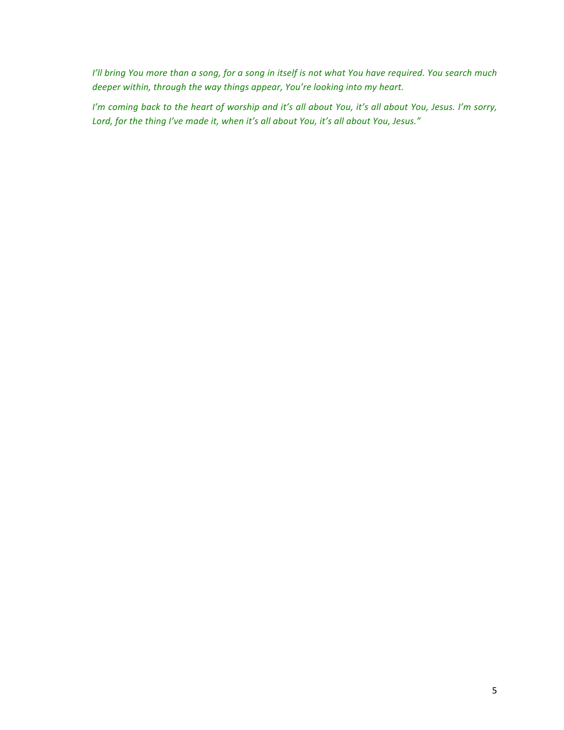*I'll bring You more than a song, for a song in itself is not what You have required. You search much deeper within, through the way things appear, You're looking into my heart.*

*I'm coming back to the heart of worship and it's all about You, it's all about You, Jesus. I'm sorry, Lord, for the thing I've made it, when it's all about You, it's all about You, Jesus."*